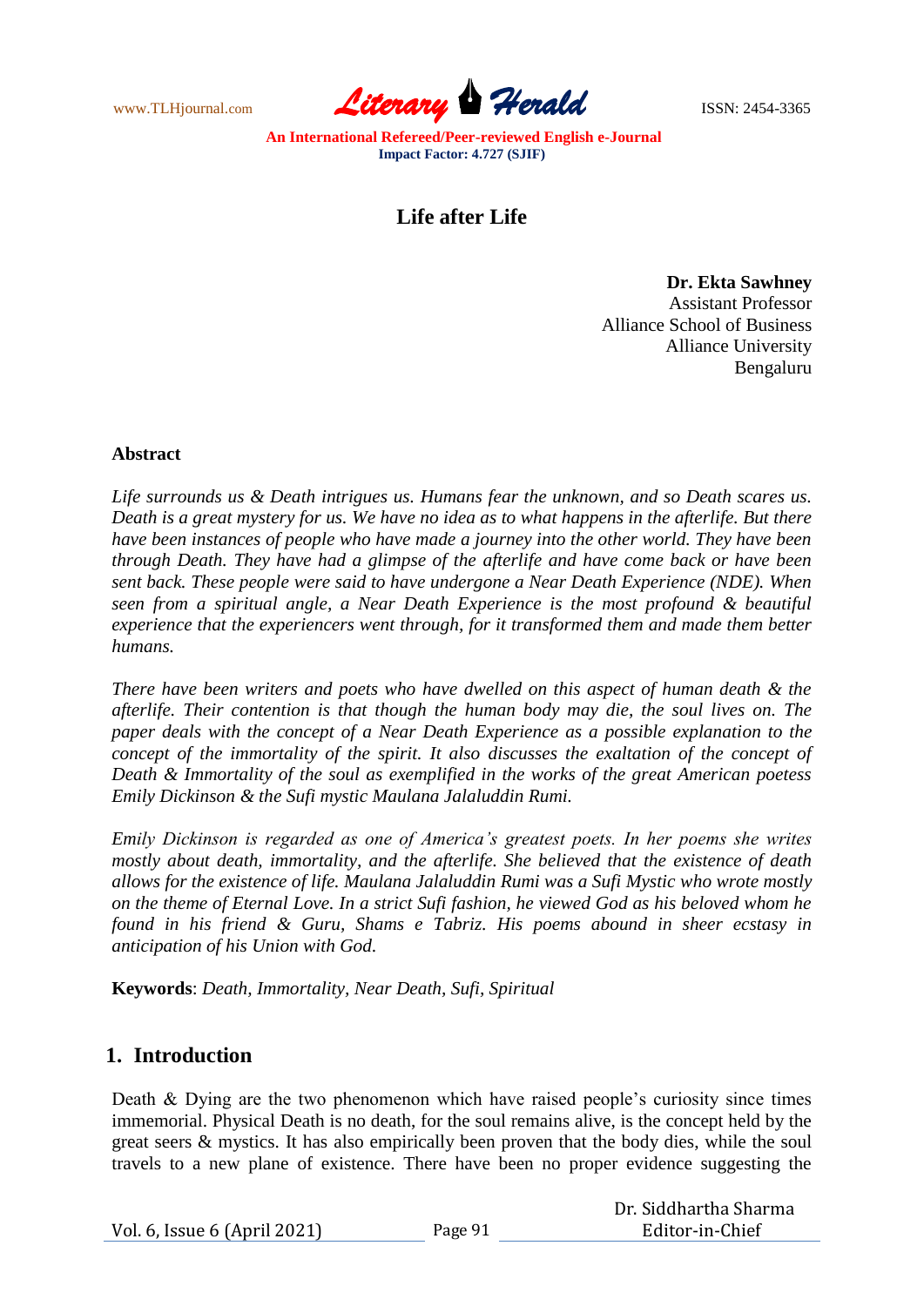# Life after Life

**Dr. Ekta Sawhney**
Assistant Professor
Alliance School of Business
Alliance University
Bengaluru

## Abstract

*Life surrounds us & Death intrigues us. Humans fear the unknown, and so Death scares us. Death is a great mystery for us. We have no idea as to what happens in the afterlife. But there have been instances of people who have made a journey into the other world. They have been through Death. They have had a glimpse of the afterlife and have come back or have been sent back. These people were said to have undergone a Near Death Experience (NDE). When seen from a spiritual angle, a Near Death Experience is the most profound & beautiful experience that the experiencers went through, for it transformed them and made them better humans.*

*There have been writers and poets who have dwelled on this aspect of human death & the afterlife. Their contention is that though the human body may die, the soul lives on. The paper deals with the concept of a Near Death Experience as a possible explanation to the concept of the immortality of the spirit. It also discusses the exaltation of the concept of Death & Immortality of the soul as exemplified in the works of the great American poetess Emily Dickinson & the Sufi mystic Maulana Jalaluddin Rumi.*

*Emily Dickinson is regarded as one of America's greatest poets. In her poems she writes mostly about death, immortality, and the afterlife. She believed that the existence of death allows for the existence of life. Maulana Jalaluddin Rumi was a Sufi Mystic who wrote mostly on the theme of Eternal Love. In a strict Sufi fashion, he viewed God as his beloved whom he found in his friend & Guru, Shams e Tabriz. His poems abound in sheer ecstasy in anticipation of his Union with God.*

**Keywords**: *Death, Immortality, Near Death, Sufi, Spiritual*

## 1. Introduction

Death & Dying are the two phenomenon which have raised people's curiosity since times immemorial. Physical Death is no death, for the soul remains alive, is the concept held by the great seers & mystics. It has also empirically been proven that the body dies, while the soul travels to a new plane of existence. There have been no proper evidence suggesting the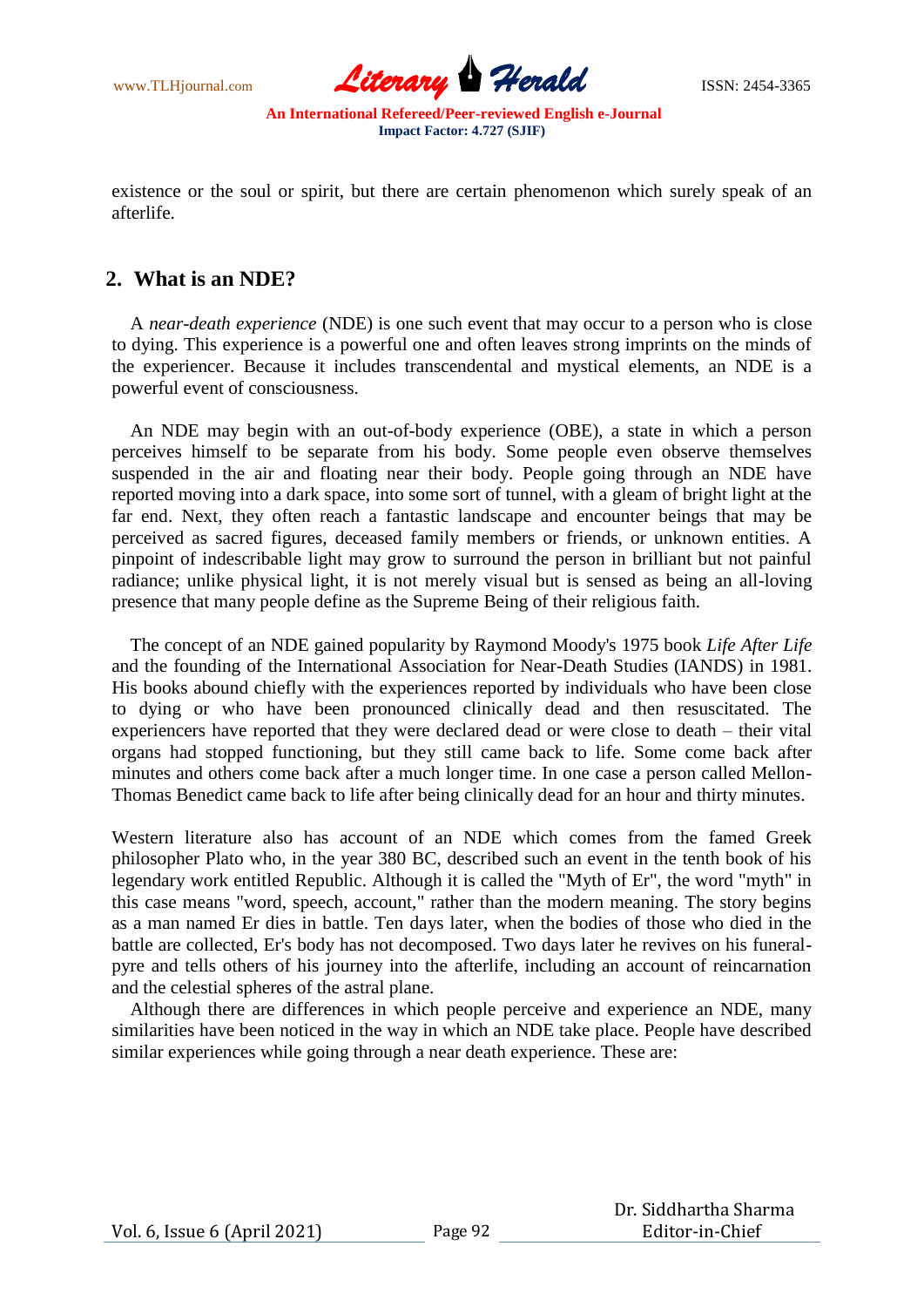existence or the soul or spirit, but there are certain phenomenon which surely speak of an afterlife.

## 2. What is an NDE?

A *near-death experience* (NDE) is one such event that may occur to a person who is close to dying. This experience is a powerful one and often leaves strong imprints on the minds of the experiencer. Because it includes transcendental and mystical elements, an NDE is a powerful event of consciousness.

An NDE may begin with an out-of-body experience (OBE), a state in which a person perceives himself to be separate from his body. Some people even observe themselves suspended in the air and floating near their body. People going through an NDE have reported moving into a dark space, into some sort of tunnel, with a gleam of bright light at the far end. Next, they often reach a fantastic landscape and encounter beings that may be perceived as sacred figures, deceased family members or friends, or unknown entities. A pinpoint of indescribable light may grow to surround the person in brilliant but not painful radiance; unlike physical light, it is not merely visual but is sensed as being an all-loving presence that many people define as the Supreme Being of their religious faith.

The concept of an NDE gained popularity by Raymond Moody's 1975 book *Life After Life* and the founding of the International Association for Near-Death Studies (IANDS) in 1981. His books abound chiefly with the experiences reported by individuals who have been close to dying or who have been pronounced clinically dead and then resuscitated. The experiencers have reported that they were declared dead or were close to death – their vital organs had stopped functioning, but they still came back to life. Some come back after minutes and others come back after a much longer time. In one case a person called Mellon-Thomas Benedict came back to life after being clinically dead for an hour and thirty minutes.

Western literature also has account of an NDE which comes from the famed Greek philosopher Plato who, in the year 380 BC, described such an event in the tenth book of his legendary work entitled Republic. Although it is called the "Myth of Er", the word "myth" in this case means "word, speech, account," rather than the modern meaning. The story begins as a man named Er dies in battle. Ten days later, when the bodies of those who died in the battle are collected, Er's body has not decomposed. Two days later he revives on his funeral-pyre and tells others of his journey into the afterlife, including an account of reincarnation and the celestial spheres of the astral plane.

Although there are differences in which people perceive and experience an NDE, many similarities have been noticed in the way in which an NDE take place. People have described similar experiences while going through a near death experience. These are: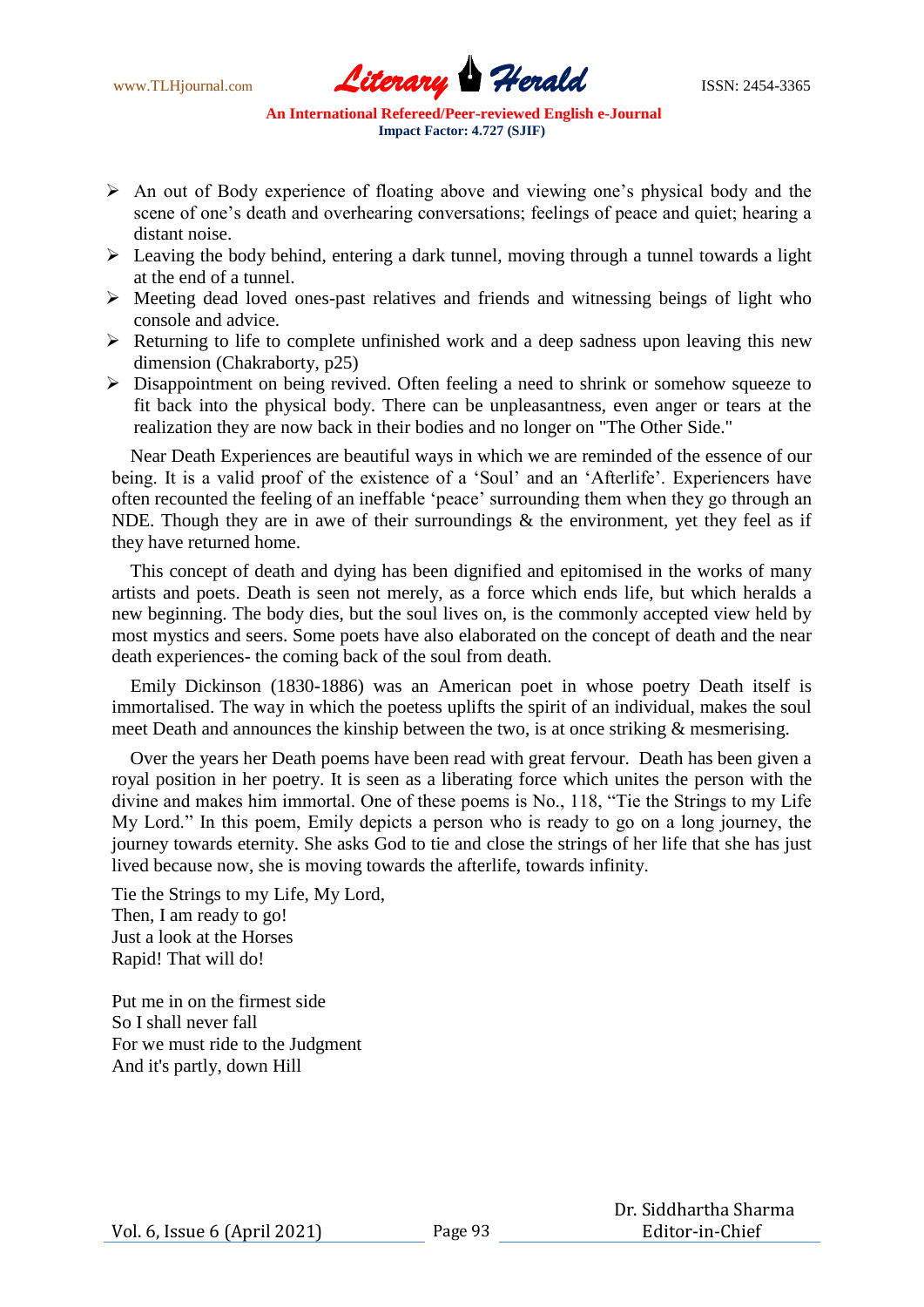- An out of Body experience of floating above and viewing one's physical body and the scene of one's death and overhearing conversations; feelings of peace and quiet; hearing a distant noise.
- Leaving the body behind, entering a dark tunnel, moving through a tunnel towards a light at the end of a tunnel.
- Meeting dead loved ones-past relatives and friends and witnessing beings of light who console and advice.
- Returning to life to complete unfinished work and a deep sadness upon leaving this new dimension (Chakraborty, p25)
- Disappointment on being revived. Often feeling a need to shrink or somehow squeeze to fit back into the physical body. There can be unpleasantness, even anger or tears at the realization they are now back in their bodies and no longer on "The Other Side."

Near Death Experiences are beautiful ways in which we are reminded of the essence of our being. It is a valid proof of the existence of a 'Soul' and an 'Afterlife'. Experiencers have often recounted the feeling of an ineffable 'peace' surrounding them when they go through an NDE. Though they are in awe of their surroundings & the environment, yet they feel as if they have returned home.

This concept of death and dying has been dignified and epitomised in the works of many artists and poets. Death is seen not merely, as a force which ends life, but which heralds a new beginning. The body dies, but the soul lives on, is the commonly accepted view held by most mystics and seers. Some poets have also elaborated on the concept of death and the near death experiences- the coming back of the soul from death.

Emily Dickinson (1830-1886) was an American poet in whose poetry Death itself is immortalised. The way in which the poetess uplifts the spirit of an individual, makes the soul meet Death and announces the kinship between the two, is at once striking & mesmerising.

Over the years her Death poems have been read with great fervour. Death has been given a royal position in her poetry. It is seen as a liberating force which unites the person with the divine and makes him immortal. One of these poems is No., 118, "Tie the Strings to my Life My Lord." In this poem, Emily depicts a person who is ready to go on a long journey, the journey towards eternity. She asks God to tie and close the strings of her life that she has just lived because now, she is moving towards the afterlife, towards infinity.

Tie the Strings to my Life, My Lord,  
Then, I am ready to go!  
Just a look at the Horses  
Rapid! That will do!

Put me in on the firmest side  
So I shall never fall  
For we must ride to the Judgment  
And it's partly, down Hill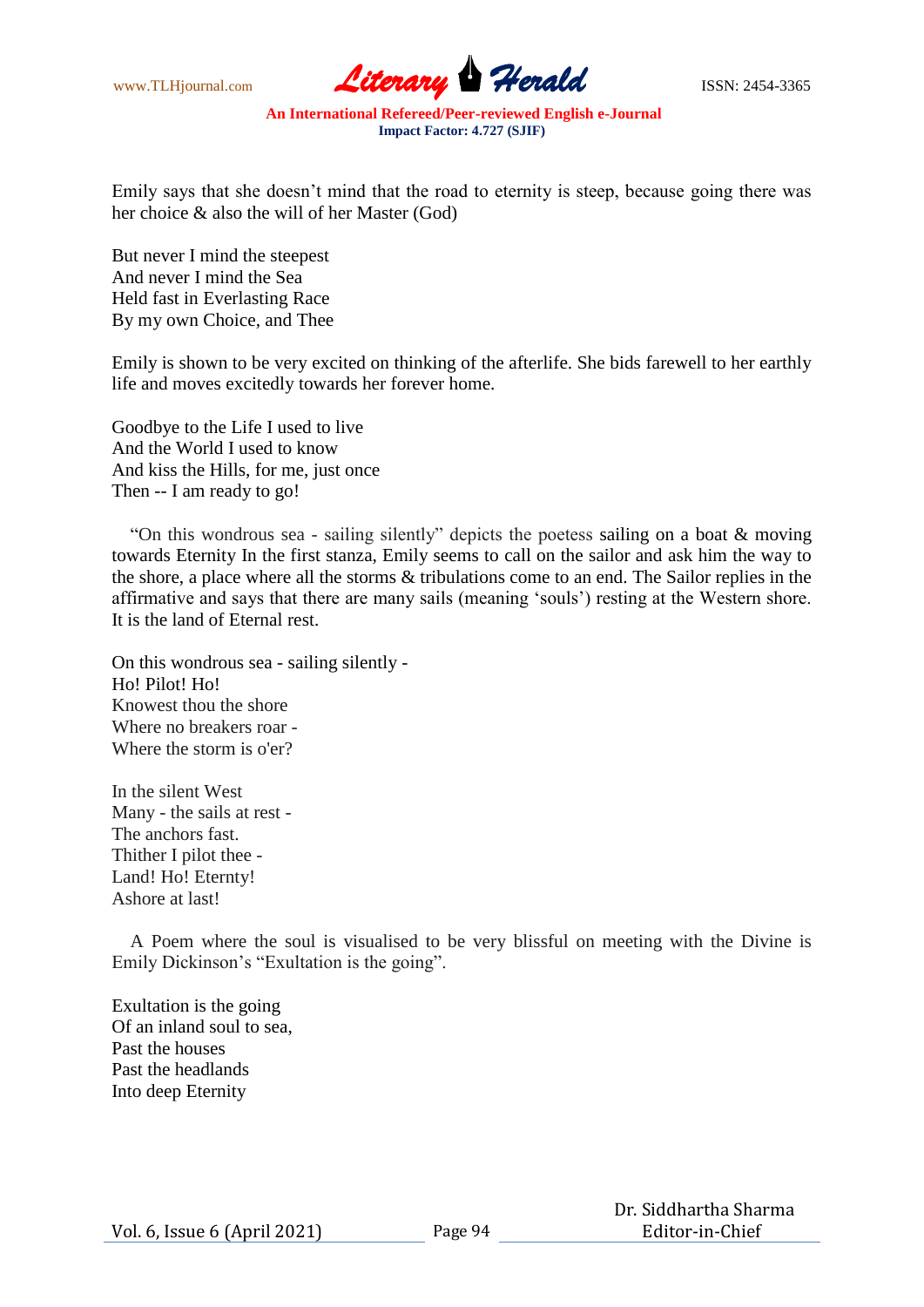Emily says that she doesn't mind that the road to eternity is steep, because going there was her choice & also the will of her Master (God)

But never I mind the steepest  
And never I mind the Sea  
Held fast in Everlasting Race  
By my own Choice, and Thee

Emily is shown to be very excited on thinking of the afterlife. She bids farewell to her earthly life and moves excitedly towards her forever home.

Goodbye to the Life I used to live  
And the World I used to know  
And kiss the Hills, for me, just once  
Then -- I am ready to go!

"On this wondrous sea - sailing silently" depicts the poetess sailing on a boat & moving towards Eternity In the first stanza, Emily seems to call on the sailor and ask him the way to the shore, a place where all the storms & tribulations come to an end. The Sailor replies in the affirmative and says that there are many sails (meaning 'souls') resting at the Western shore. It is the land of Eternal rest.

On this wondrous sea - sailing silently -  
Ho! Pilot! Ho!  
Knowest thou the shore  
Where no breakers roar -  
Where the storm is o'er?

In the silent West  
Many - the sails at rest -  
The anchors fast.  
Thither I pilot thee -  
Land! Ho! Eternty!  
Ashore at last!

A Poem where the soul is visualised to be very blissful on meeting with the Divine is Emily Dickinson's "Exultation is the going".

Exultation is the going  
Of an inland soul to sea,  
Past the houses  
Past the headlands  
Into deep Eternity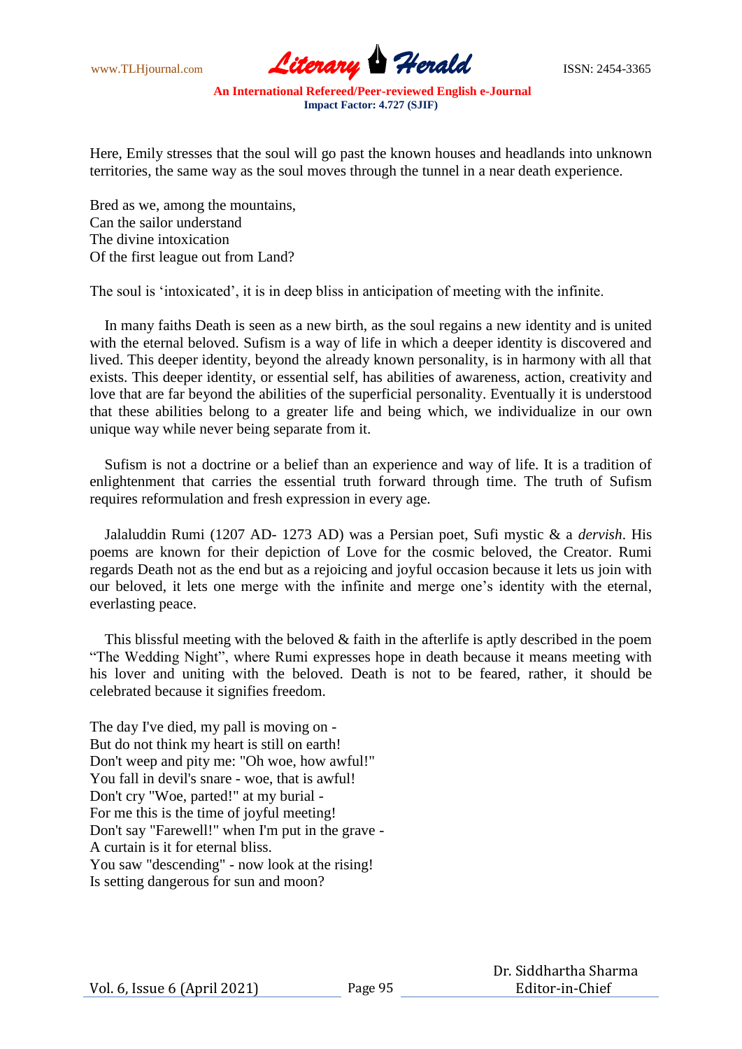Here, Emily stresses that the soul will go past the known houses and headlands into unknown territories, the same way as the soul moves through the tunnel in a near death experience.

Bred as we, among the mountains,  
Can the sailor understand  
The divine intoxication  
Of the first league out from Land?

The soul is 'intoxicated', it is in deep bliss in anticipation of meeting with the infinite.

In many faiths Death is seen as a new birth, as the soul regains a new identity and is united with the eternal beloved. Sufism is a way of life in which a deeper identity is discovered and lived. This deeper identity, beyond the already known personality, is in harmony with all that exists. This deeper identity, or essential self, has abilities of awareness, action, creativity and love that are far beyond the abilities of the superficial personality. Eventually it is understood that these abilities belong to a greater life and being which, we individualize in our own unique way while never being separate from it.

Sufism is not a doctrine or a belief than an experience and way of life. It is a tradition of enlightenment that carries the essential truth forward through time. The truth of Sufism requires reformulation and fresh expression in every age.

Jalaluddin Rumi (1207 AD- 1273 AD) was a Persian poet, Sufi mystic & a *dervish*. His poems are known for their depiction of Love for the cosmic beloved, the Creator. Rumi regards Death not as the end but as a rejoicing and joyful occasion because it lets us join with our beloved, it lets one merge with the infinite and merge one's identity with the eternal, everlasting peace.

This blissful meeting with the beloved & faith in the afterlife is aptly described in the poem "The Wedding Night", where Rumi expresses hope in death because it means meeting with his lover and uniting with the beloved. Death is not to be feared, rather, it should be celebrated because it signifies freedom.

The day I've died, my pall is moving on -  
But do not think my heart is still on earth!  
Don't weep and pity me: "Oh woe, how awful!"  
You fall in devil's snare - woe, that is awful!  
Don't cry "Woe, parted!" at my burial -  
For me this is the time of joyful meeting!  
Don't say "Farewell!" when I'm put in the grave -  
A curtain is it for eternal bliss.  
You saw "descending" - now look at the rising!  
Is setting dangerous for sun and moon?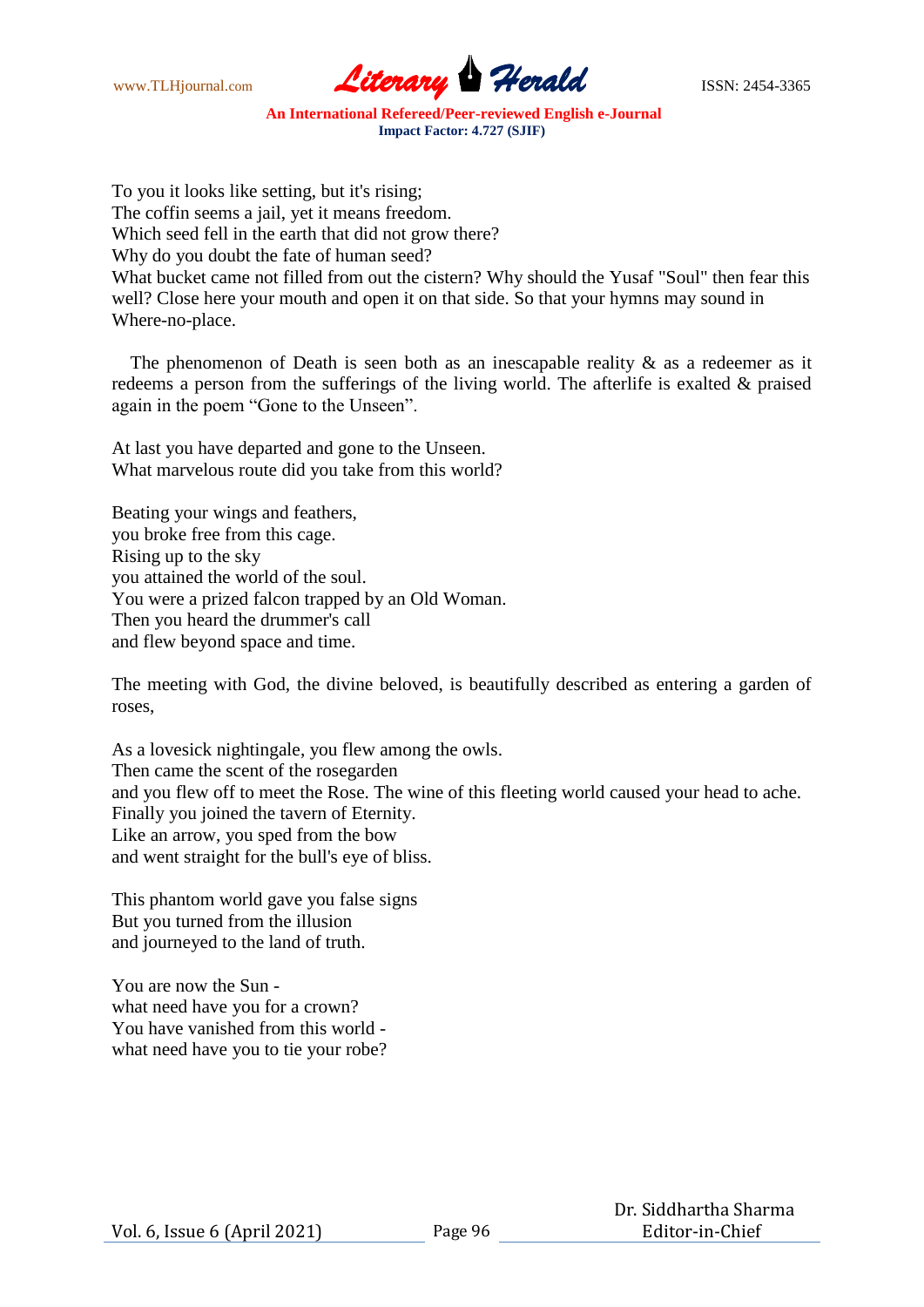To you it looks like setting, but it's rising;
The coffin seems a jail, yet it means freedom.
Which seed fell in the earth that did not grow there?
Why do you doubt the fate of human seed?
What bucket came not filled from out the cistern? Why should the Yusaf "Soul" then fear this well? Close here your mouth and open it on that side. So that your hymns may sound in Where-no-place.

The phenomenon of Death is seen both as an inescapable reality & as a redeemer as it redeems a person from the sufferings of the living world. The afterlife is exalted & praised again in the poem "Gone to the Unseen".

At last you have departed and gone to the Unseen.
What marvelous route did you take from this world?

Beating your wings and feathers,
you broke free from this cage.
Rising up to the sky
you attained the world of the soul.
You were a prized falcon trapped by an Old Woman.
Then you heard the drummer's call
and flew beyond space and time.

The meeting with God, the divine beloved, is beautifully described as entering a garden of roses,

As a lovesick nightingale, you flew among the owls.
Then came the scent of the rosegarden
and you flew off to meet the Rose. The wine of this fleeting world caused your head to ache.
Finally you joined the tavern of Eternity.
Like an arrow, you sped from the bow
and went straight for the bull's eye of bliss.

This phantom world gave you false signs
But you turned from the illusion
and journeyed to the land of truth.

You are now the Sun -
what need have you for a crown?
You have vanished from this world -
what need have you to tie your robe?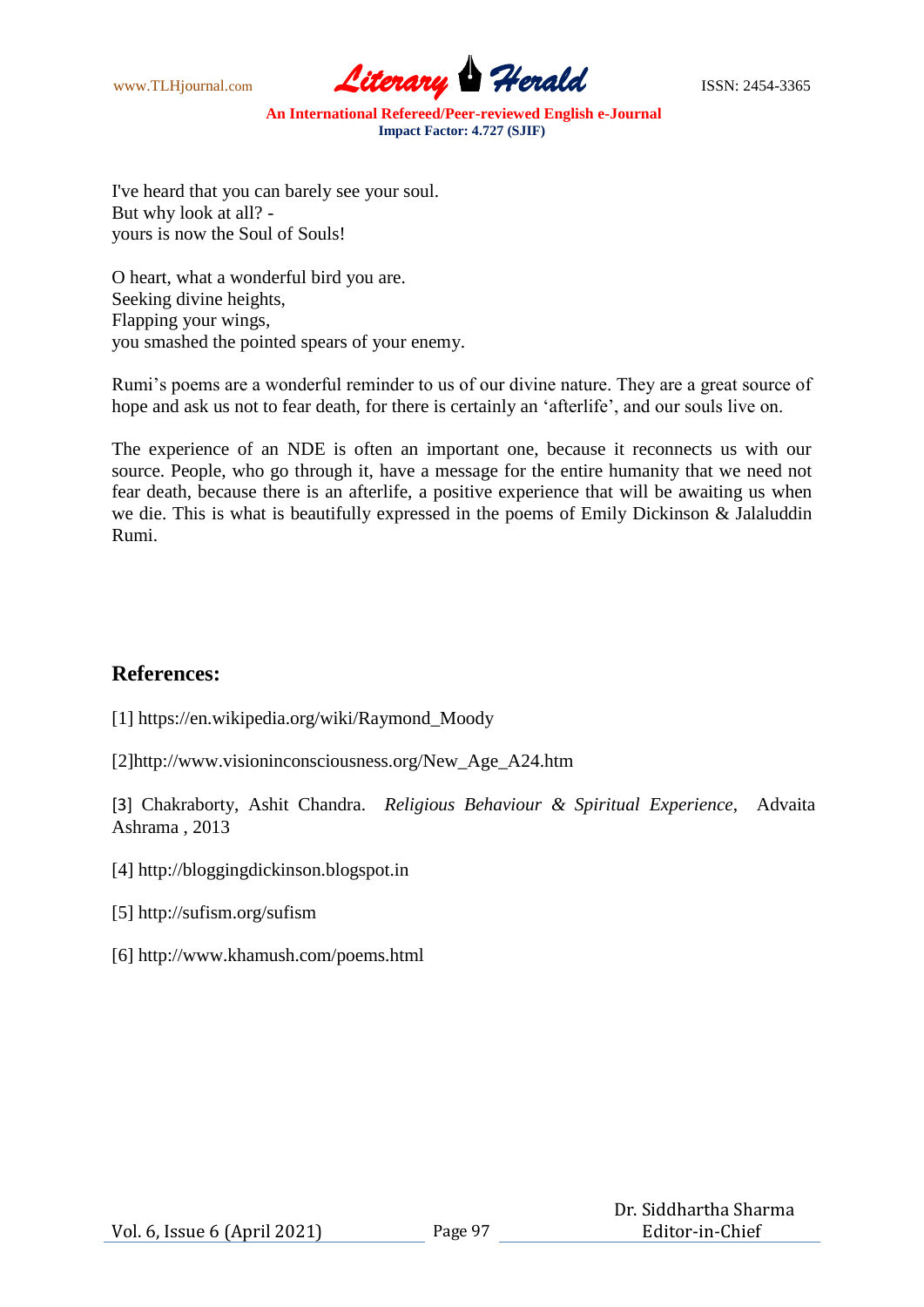I've heard that you can barely see your soul.
But why look at all? -
yours is now the Soul of Souls!

O heart, what a wonderful bird you are.
Seeking divine heights,
Flapping your wings,
you smashed the pointed spears of your enemy.

Rumi's poems are a wonderful reminder to us of our divine nature. They are a great source of hope and ask us not to fear death, for there is certainly an 'afterlife', and our souls live on.

The experience of an NDE is often an important one, because it reconnects us with our source. People, who go through it, have a message for the entire humanity that we need not fear death, because there is an afterlife, a positive experience that will be awaiting us when we die. This is what is beautifully expressed in the poems of Emily Dickinson & Jalaluddin Rumi.

## References:

[1] https://en.wikipedia.org/wiki/Raymond_Moody

[2]http://www.visioninconsciousness.org/New_Age_A24.htm

[3] Chakraborty, Ashit Chandra. *Religious Behaviour & Spiritual Experience*, Advaita Ashrama , 2013

[4] http://bloggingdickinson.blogspot.in

[5] http://sufism.org/sufism

[6] http://www.khamush.com/poems.html